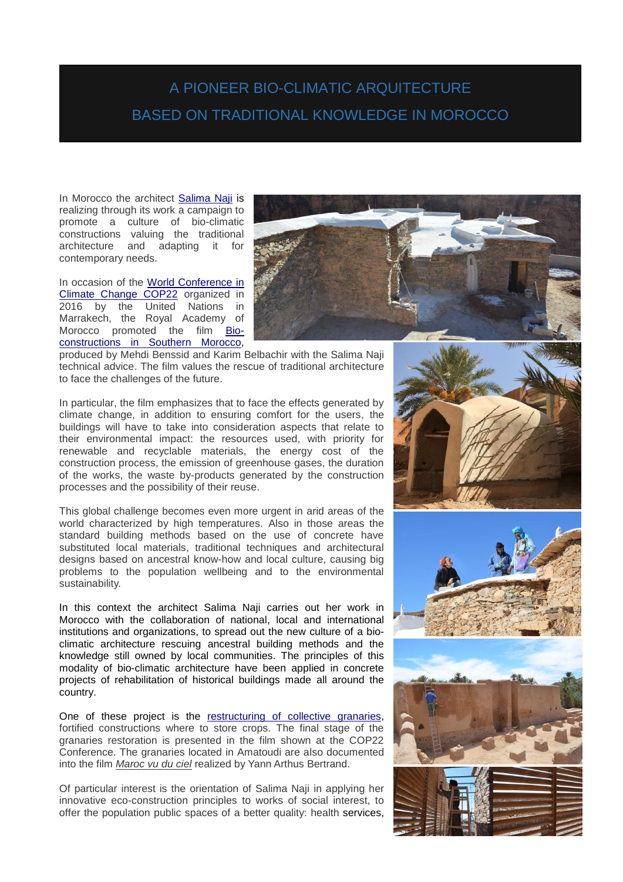# A PIONEER BIO-CLIMATIC ARQUITECTURE BASED ON TRADITIONAL KNOWLEDGE IN MOROCCO

In Morocco the architect Salima Naji is realizing through its work a campaign to promote a culture of bio-climatic constructions valuing the traditional architecture and adapting it for contemporary needs.

In occasion of the World Conference in Climate Change COP22 organized in 2016 by the United Nations in Marrakech, the Royal Academy of Morocco promoted the film Bio-constructions in Southern Morocco, produced by Mehdi Benssid and Karim Belbachir with the Salima Naji technical advice. The film values the rescue of traditional architecture to face the challenges of the future.

In particular, the film emphasizes that to face the effects generated by climate change, in addition to ensuring comfort for the users, the buildings will have to take into consideration aspects that relate to their environmental impact: the resources used, with priority for renewable and recyclable materials, the energy cost of the construction process, the emission of greenhouse gases, the duration of the works, the waste by-products generated by the construction processes and the possibility of their reuse.

This global challenge becomes even more urgent in arid areas of the world characterized by high temperatures. Also in those areas the standard building methods based on the use of concrete have substituted local materials, traditional techniques and architectural designs based on ancestral know-how and local culture, causing big problems to the population wellbeing and to the environmental sustainability.

In this context the architect Salima Naji carries out her work in Morocco with the collaboration of national, local and international institutions and organizations, to spread out the new culture of a bio-climatic architecture rescuing ancestral building methods and the knowledge still owned by local communities. The principles of this modality of bio-climatic architecture have been applied in concrete projects of rehabilitation of historical buildings made all around the country.

One of these project is the restructuring of collective granaries, fortified constructions where to store crops. The final stage of the granaries restoration is presented in the film shown at the COP22 Conference. The granaries located in Amatoudi are also documented into the film *Maroc vu du ciel* realized by Yann Arthus Bertrand.

Of particular interest is the orientation of Salima Naji in applying her innovative eco-construction principles to works of social interest, to offer the population public spaces of a better quality: health services,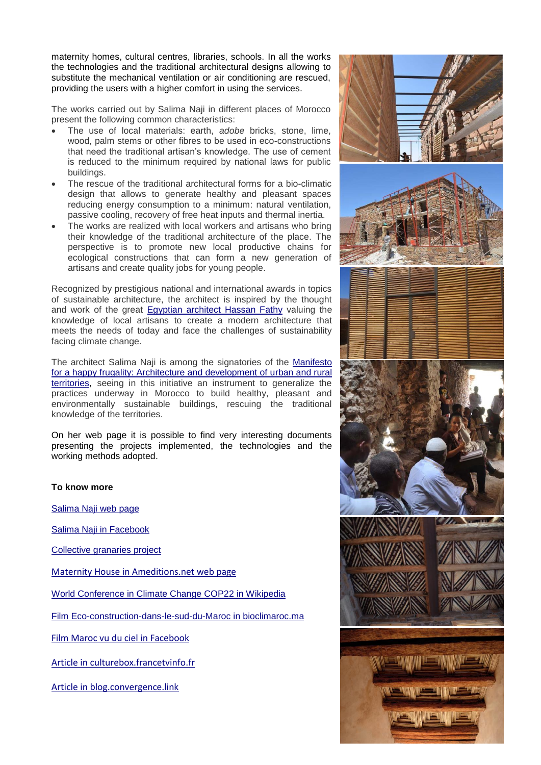maternity homes, cultural centres, libraries, schools. In all the works the technologies and the traditional architectural designs allowing to substitute the mechanical ventilation or air conditioning are rescued, providing the users with a higher comfort in using the services.

The works carried out by Salima Naji in different places of Morocco present the following common characteristics:

- The use of local materials: earth, *adobe* bricks, stone, lime, wood, palm stems or other fibres to be used in eco-constructions that need the traditional artisan's knowledge. The use of cement is reduced to the minimum required by national laws for public buildings.
- The rescue of the traditional architectural forms for a bio-climatic design that allows to generate healthy and pleasant spaces reducing energy consumption to a minimum: natural ventilation, passive cooling, recovery of free heat inputs and thermal inertia.
- The works are realized with local workers and artisans who bring their knowledge of the traditional architecture of the place. The perspective is to promote new local productive chains for ecological constructions that can form a new generation of artisans and create quality jobs for young people.

Recognized by prestigious national and international awards in topics of sustainable architecture, the architect is inspired by the thought and work of the great Egyptian architect Hassan Fathy valuing the knowledge of local artisans to create a modern architecture that meets the needs of today and face the challenges of sustainability facing climate change.

The architect Salima Naji is among the signatories of the Manifesto for a happy frugality: Architecture and development of urban and rural territories, seeing in this initiative an instrument to generalize the practices underway in Morocco to build healthy, pleasant and environmentally sustainable buildings, rescuing the traditional knowledge of the territories.

On her web page it is possible to find very interesting documents presenting the projects implemented, the technologies and the working methods adopted.

**To know more**

Salima Naji web page

Salima Naji in Facebook

Collective granaries project

Maternity House in Ameditions.net web page

World Conference in Climate Change COP22 in Wikipedia

Film Eco-construction-dans-le-sud-du-Maroc in bioclimaroc.ma

Film Maroc vu du ciel in Facebook

Article in culturebox.francetvinfo.fr

Article in blog.convergence.link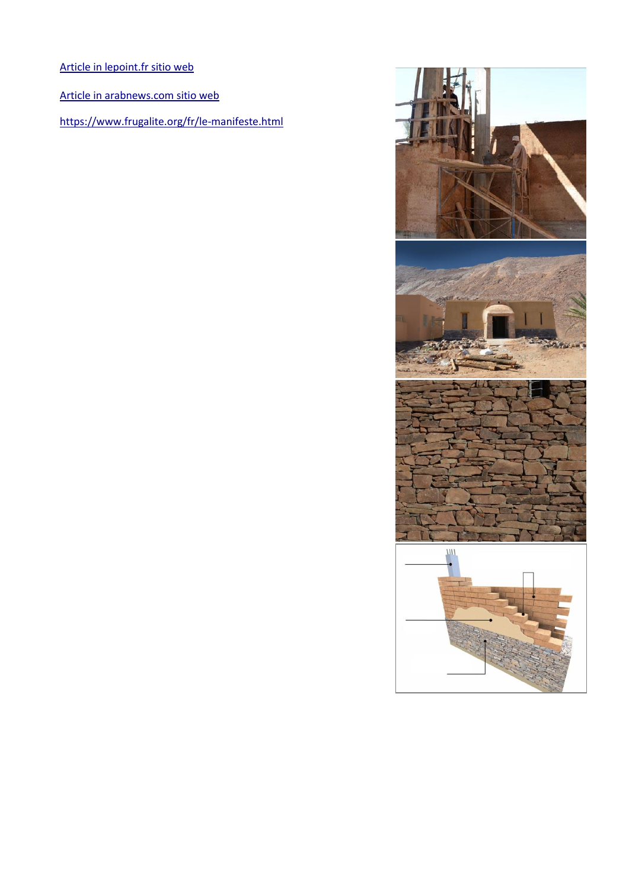Article in lepoint.fr sitio web

Article in arabnews.com sitio web

https://www.frugalite.org/fr/le-manifeste.html